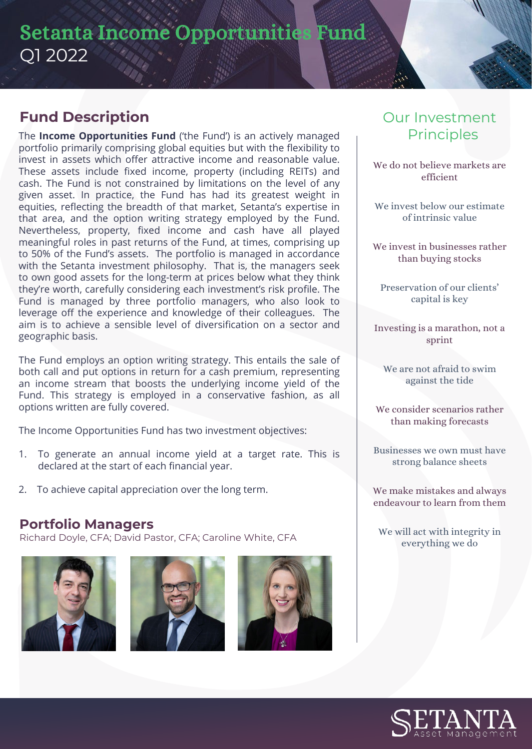# Setanta Income Opportunities Fund
Q1 2022

## Fund Description

The **Income Opportunities Fund** ('the Fund') is an actively managed portfolio primarily comprising global equities but with the flexibility to invest in assets which offer attractive income and reasonable value. These assets include fixed income, property (including REITs) and cash. The Fund is not constrained by limitations on the level of any given asset. In practice, the Fund has had its greatest weight in equities, reflecting the breadth of that market, Setanta's expertise in that area, and the option writing strategy employed by the Fund. Nevertheless, property, fixed income and cash have all played meaningful roles in past returns of the Fund, at times, comprising up to 50% of the Fund's assets. The portfolio is managed in accordance with the Setanta investment philosophy. That is, the managers seek to own good assets for the long-term at prices below what they think they're worth, carefully considering each investment's risk profile. The Fund is managed by three portfolio managers, who also look to leverage off the experience and knowledge of their colleagues. The aim is to achieve a sensible level of diversification on a sector and geographic basis.

The Fund employs an option writing strategy. This entails the sale of both call and put options in return for a cash premium, representing an income stream that boosts the underlying income yield of the Fund. This strategy is employed in a conservative fashion, as all options written are fully covered.

The Income Opportunities Fund has two investment objectives:

1. To generate an annual income yield at a target rate. This is declared at the start of each financial year.
2. To achieve capital appreciation over the long term.

## Portfolio Managers

Richard Doyle, CFA; David Pastor, CFA; Caroline White, CFA

## Our Investment Principles

We do not believe markets are efficient

We invest below our estimate of intrinsic value

We invest in businesses rather than buying stocks

Preservation of our clients' capital is key

Investing is a marathon, not a sprint

We are not afraid to swim against the tide

We consider scenarios rather than making forecasts

Businesses we own must have strong balance sheets

We make mistakes and always endeavour to learn from them

We will act with integrity in everything we do

SETANTA Asset Management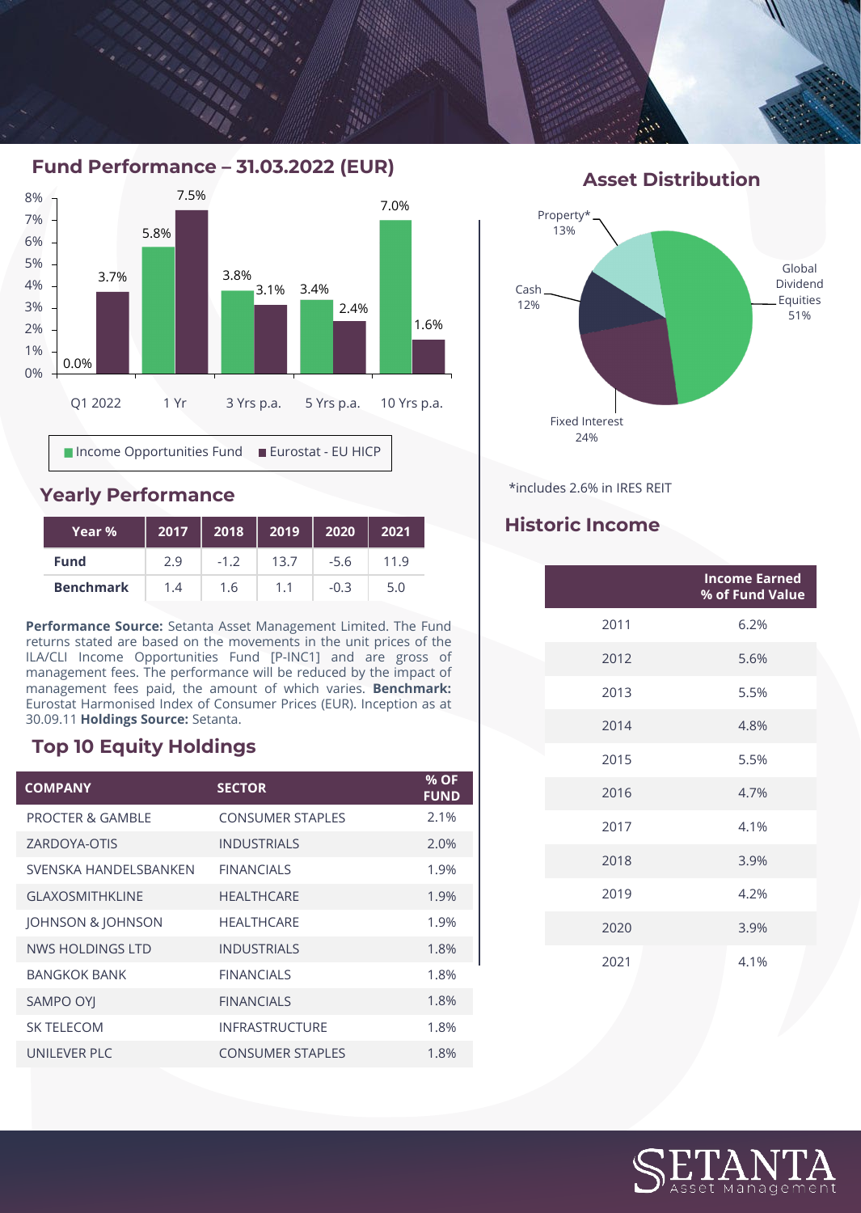## Fund Performance – 31.03.2022 (EUR)

| | Q1 2022 | 1 Yr | 3 Yrs p.a. | 5 Yrs p.a. | 10 Yrs p.a. |
|---|---|---|---|---|---|
| Income Opportunities Fund | 0.0% | 5.8% | 3.8% | 3.4% | 7.0% |
| Eurostat - EU HICP | 3.7% | 7.5% | 3.1% | 2.4% | 1.6% |

## Yearly Performance

| Year % | 2017 | 2018 | 2019 | 2020 | 2021 |
|---|---|---|---|---|---|
| **Fund** | 2.9 | -1.2 | 13.7 | -5.6 | 11.9 |
| **Benchmark** | 1.4 | 1.6 | 1.1 | -0.3 | 5.0 |

**Performance Source:** Setanta Asset Management Limited. The Fund returns stated are based on the movements in the unit prices of the ILA/CLI Income Opportunities Fund [P-INC1] and are gross of management fees. The performance will be reduced by the impact of management fees paid, the amount of which varies. **Benchmark:** Eurostat Harmonised Index of Consumer Prices (EUR). Inception as at 30.09.11 **Holdings Source:** Setanta.

## Top 10 Equity Holdings

| COMPANY | SECTOR | % OF FUND |
|---|---|---|
| PROCTER & GAMBLE | CONSUMER STAPLES | 2.1% |
| ZARDOYA-OTIS | INDUSTRIALS | 2.0% |
| SVENSKA HANDELSBANKEN | FINANCIALS | 1.9% |
| GLAXOSMITHKLINE | HEALTHCARE | 1.9% |
| JOHNSON & JOHNSON | HEALTHCARE | 1.9% |
| NWS HOLDINGS LTD | INDUSTRIALS | 1.8% |
| BANGKOK BANK | FINANCIALS | 1.8% |
| SAMPO OYJ | FINANCIALS | 1.8% |
| SK TELECOM | INFRASTRUCTURE | 1.8% |
| UNILEVER PLC | CONSUMER STAPLES | 1.8% |

## Asset Distribution

| Asset | % |
|---|---|
| Global Dividend Equities | 51% |
| Fixed Interest | 24% |
| Cash | 12% |
| Property* | 13% |

*includes 2.6% in IRES REIT

## Historic Income

| | Income Earned % of Fund Value |
|---|---|
| 2011 | 6.2% |
| 2012 | 5.6% |
| 2013 | 5.5% |
| 2014 | 4.8% |
| 2015 | 5.5% |
| 2016 | 4.7% |
| 2017 | 4.1% |
| 2018 | 3.9% |
| 2019 | 4.2% |
| 2020 | 3.9% |
| 2021 | 4.1% |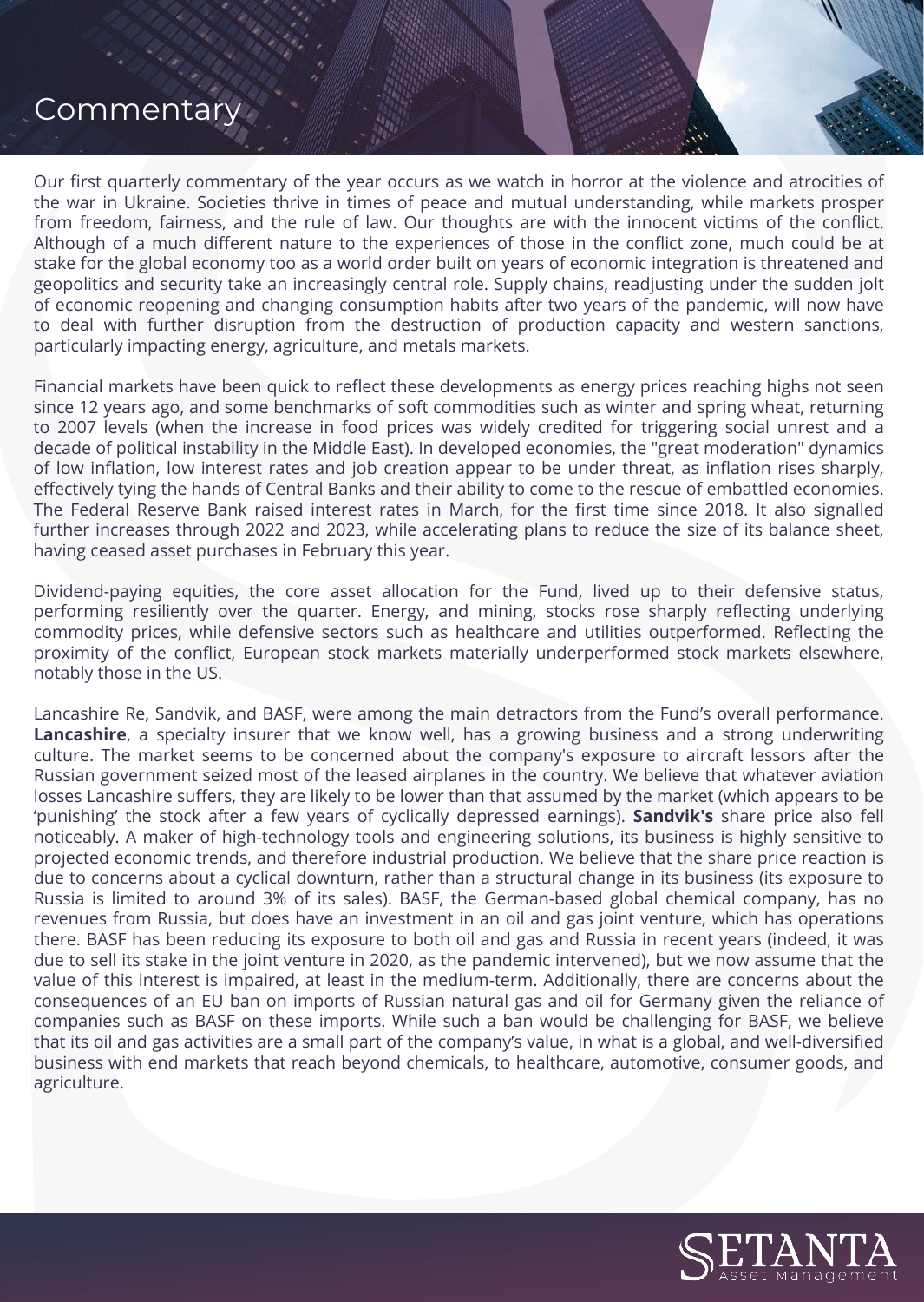# Commentary

Our first quarterly commentary of the year occurs as we watch in horror at the violence and atrocities of the war in Ukraine. Societies thrive in times of peace and mutual understanding, while markets prosper from freedom, fairness, and the rule of law. Our thoughts are with the innocent victims of the conflict. Although of a much different nature to the experiences of those in the conflict zone, much could be at stake for the global economy too as a world order built on years of economic integration is threatened and geopolitics and security take an increasingly central role. Supply chains, readjusting under the sudden jolt of economic reopening and changing consumption habits after two years of the pandemic, will now have to deal with further disruption from the destruction of production capacity and western sanctions, particularly impacting energy, agriculture, and metals markets.

Financial markets have been quick to reflect these developments as energy prices reaching highs not seen since 12 years ago, and some benchmarks of soft commodities such as winter and spring wheat, returning to 2007 levels (when the increase in food prices was widely credited for triggering social unrest and a decade of political instability in the Middle East). In developed economies, the "great moderation" dynamics of low inflation, low interest rates and job creation appear to be under threat, as inflation rises sharply, effectively tying the hands of Central Banks and their ability to come to the rescue of embattled economies. The Federal Reserve Bank raised interest rates in March, for the first time since 2018. It also signalled further increases through 2022 and 2023, while accelerating plans to reduce the size of its balance sheet, having ceased asset purchases in February this year.

Dividend-paying equities, the core asset allocation for the Fund, lived up to their defensive status, performing resiliently over the quarter. Energy, and mining, stocks rose sharply reflecting underlying commodity prices, while defensive sectors such as healthcare and utilities outperformed. Reflecting the proximity of the conflict, European stock markets materially underperformed stock markets elsewhere, notably those in the US.

Lancashire Re, Sandvik, and BASF, were among the main detractors from the Fund's overall performance. **Lancashire**, a specialty insurer that we know well, has a growing business and a strong underwriting culture. The market seems to be concerned about the company's exposure to aircraft lessors after the Russian government seized most of the leased airplanes in the country. We believe that whatever aviation losses Lancashire suffers, they are likely to be lower than that assumed by the market (which appears to be 'punishing' the stock after a few years of cyclically depressed earnings). **Sandvik's** share price also fell noticeably. A maker of high-technology tools and engineering solutions, its business is highly sensitive to projected economic trends, and therefore industrial production. We believe that the share price reaction is due to concerns about a cyclical downturn, rather than a structural change in its business (its exposure to Russia is limited to around 3% of its sales). BASF, the German-based global chemical company, has no revenues from Russia, but does have an investment in an oil and gas joint venture, which has operations there. BASF has been reducing its exposure to both oil and gas and Russia in recent years (indeed, it was due to sell its stake in the joint venture in 2020, as the pandemic intervened), but we now assume that the value of this interest is impaired, at least in the medium-term. Additionally, there are concerns about the consequences of an EU ban on imports of Russian natural gas and oil for Germany given the reliance of companies such as BASF on these imports. While such a ban would be challenging for BASF, we believe that its oil and gas activities are a small part of the company's value, in what is a global, and well-diversified business with end markets that reach beyond chemicals, to healthcare, automotive, consumer goods, and agriculture.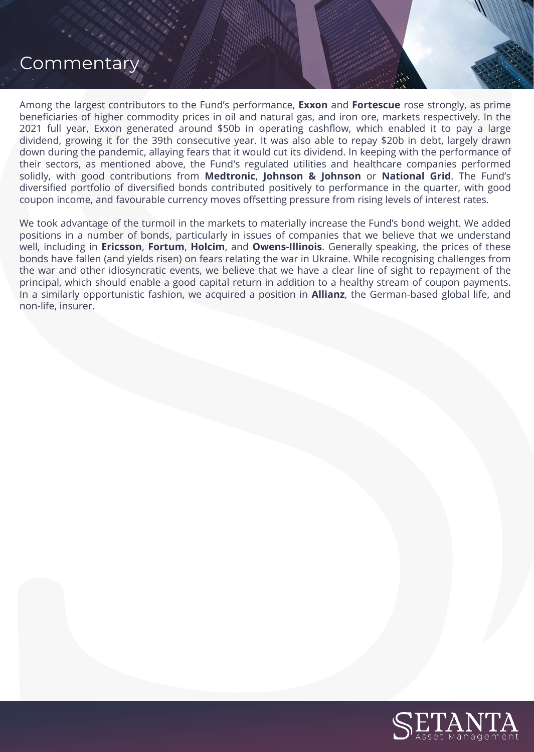# Commentary

Among the largest contributors to the Fund's performance, **Exxon** and **Fortescue** rose strongly, as prime beneficiaries of higher commodity prices in oil and natural gas, and iron ore, markets respectively. In the 2021 full year, Exxon generated around $50b in operating cashflow, which enabled it to pay a large dividend, growing it for the 39th consecutive year. It was also able to repay $20b in debt, largely drawn down during the pandemic, allaying fears that it would cut its dividend. In keeping with the performance of their sectors, as mentioned above, the Fund's regulated utilities and healthcare companies performed solidly, with good contributions from **Medtronic**, **Johnson & Johnson** or **National Grid**. The Fund's diversified portfolio of diversified bonds contributed positively to performance in the quarter, with good coupon income, and favourable currency moves offsetting pressure from rising levels of interest rates.

We took advantage of the turmoil in the markets to materially increase the Fund's bond weight. We added positions in a number of bonds, particularly in issues of companies that we believe that we understand well, including in **Ericsson**, **Fortum**, **Holcim**, and **Owens-Illinois**. Generally speaking, the prices of these bonds have fallen (and yields risen) on fears relating the war in Ukraine. While recognising challenges from the war and other idiosyncratic events, we believe that we have a clear line of sight to repayment of the principal, which should enable a good capital return in addition to a healthy stream of coupon payments. In a similarly opportunistic fashion, we acquired a position in **Allianz**, the German-based global life, and non-life, insurer.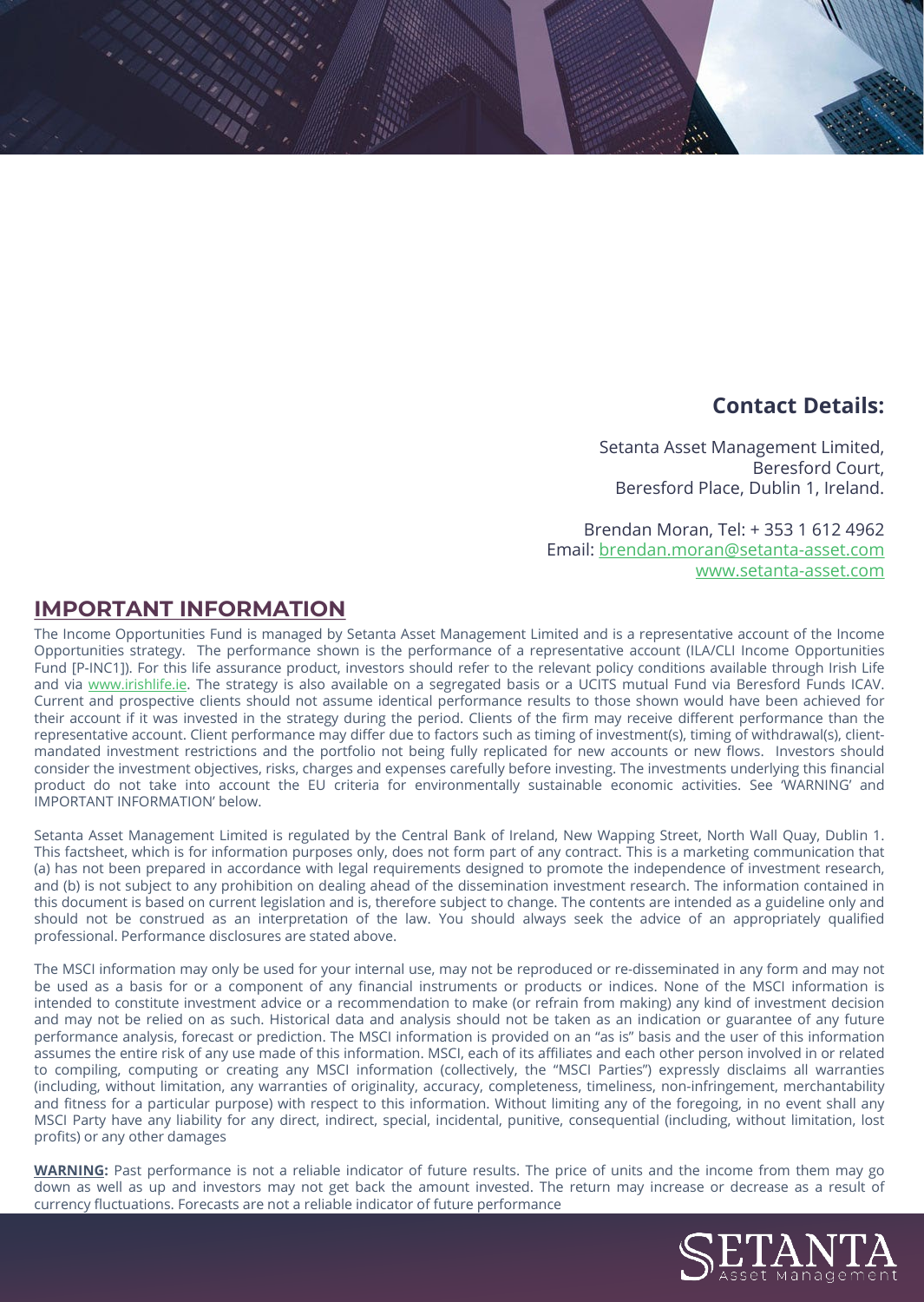## Contact Details:

Setanta Asset Management Limited,
Beresford Court,
Beresford Place, Dublin 1, Ireland.

Brendan Moran, Tel: + 353 1 612 4962
Email: brendan.moran@setanta-asset.com
www.setanta-asset.com

## IMPORTANT INFORMATION

The Income Opportunities Fund is managed by Setanta Asset Management Limited and is a representative account of the Income Opportunities strategy. The performance shown is the performance of a representative account (ILA/CLI Income Opportunities Fund [P-INC1]). For this life assurance product, investors should refer to the relevant policy conditions available through Irish Life and via www.irishlife.ie. The strategy is also available on a segregated basis or a UCITS mutual Fund via Beresford Funds ICAV. Current and prospective clients should not assume identical performance results to those shown would have been achieved for their account if it was invested in the strategy during the period. Clients of the firm may receive different performance than the representative account. Client performance may differ due to factors such as timing of investment(s), timing of withdrawal(s), client-mandated investment restrictions and the portfolio not being fully replicated for new accounts or new flows. Investors should consider the investment objectives, risks, charges and expenses carefully before investing. The investments underlying this financial product do not take into account the EU criteria for environmentally sustainable economic activities. See 'WARNING' and IMPORTANT INFORMATION' below.

Setanta Asset Management Limited is regulated by the Central Bank of Ireland, New Wapping Street, North Wall Quay, Dublin 1. This factsheet, which is for information purposes only, does not form part of any contract. This is a marketing communication that (a) has not been prepared in accordance with legal requirements designed to promote the independence of investment research, and (b) is not subject to any prohibition on dealing ahead of the dissemination investment research. The information contained in this document is based on current legislation and is, therefore subject to change. The contents are intended as a guideline only and should not be construed as an interpretation of the law. You should always seek the advice of an appropriately qualified professional. Performance disclosures are stated above.

The MSCI information may only be used for your internal use, may not be reproduced or re-disseminated in any form and may not be used as a basis for or a component of any financial instruments or products or indices. None of the MSCI information is intended to constitute investment advice or a recommendation to make (or refrain from making) any kind of investment decision and may not be relied on as such. Historical data and analysis should not be taken as an indication or guarantee of any future performance analysis, forecast or prediction. The MSCI information is provided on an "as is" basis and the user of this information assumes the entire risk of any use made of this information. MSCI, each of its affiliates and each other person involved in or related to compiling, computing or creating any MSCI information (collectively, the "MSCI Parties") expressly disclaims all warranties (including, without limitation, any warranties of originality, accuracy, completeness, timeliness, non-infringement, merchantability and fitness for a particular purpose) with respect to this information. Without limiting any of the foregoing, in no event shall any MSCI Party have any liability for any direct, indirect, special, incidental, punitive, consequential (including, without limitation, lost profits) or any other damages

**WARNING:** Past performance is not a reliable indicator of future results. The price of units and the income from them may go down as well as up and investors may not get back the amount invested. The return may increase or decrease as a result of currency fluctuations. Forecasts are not a reliable indicator of future performance